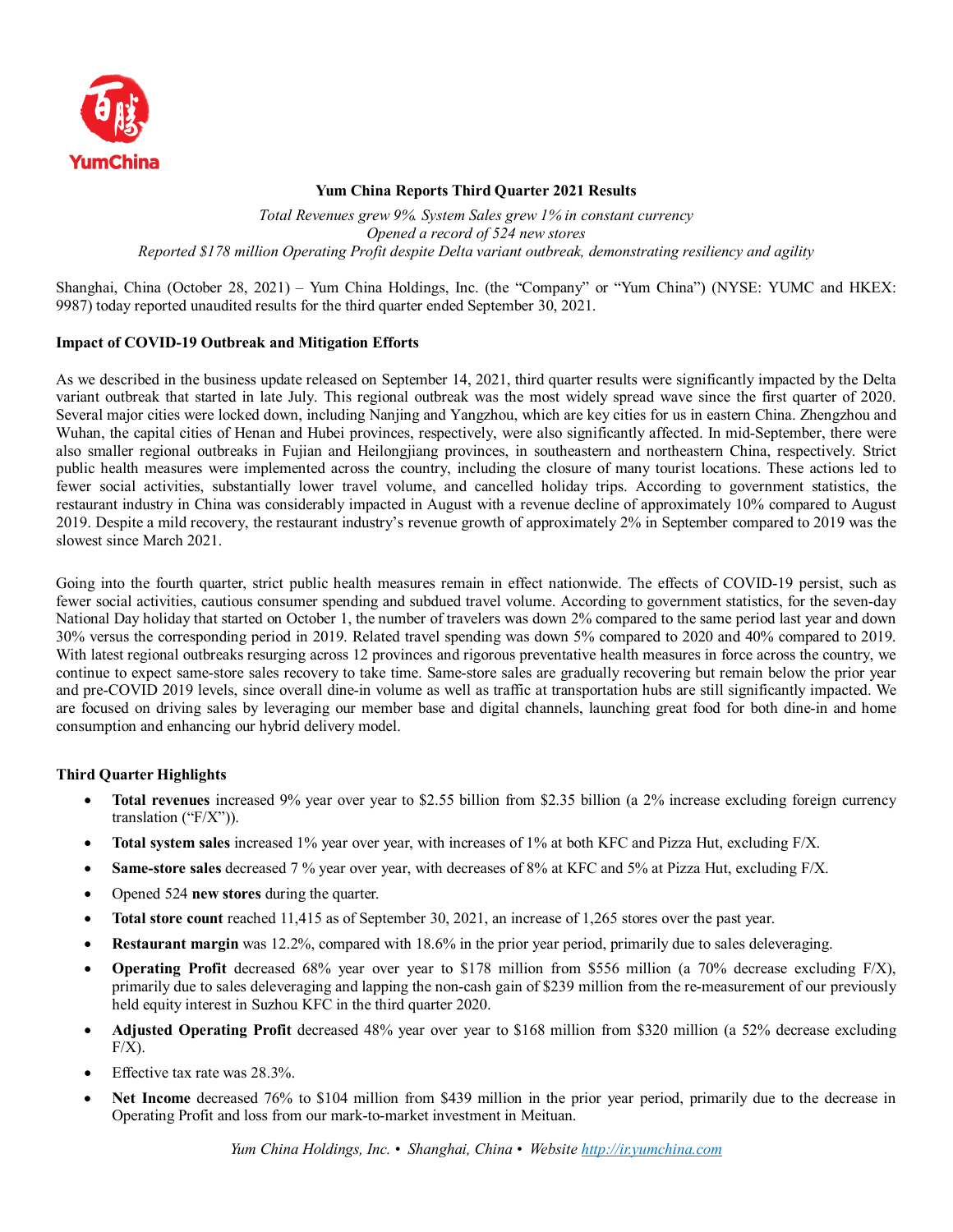# Yum China Reports Third Quarter 2021 Results

*Total Revenues grew 9%. System Sales grew 1% in constant currency*
*Opened a record of 524 new stores*
*Reported $178 million Operating Profit despite Delta variant outbreak, demonstrating resiliency and agility*

Shanghai, China (October 28, 2021) – Yum China Holdings, Inc. (the "Company" or "Yum China") (NYSE: YUMC and HKEX: 9987) today reported unaudited results for the third quarter ended September 30, 2021.

## Impact of COVID-19 Outbreak and Mitigation Efforts

As we described in the business update released on September 14, 2021, third quarter results were significantly impacted by the Delta variant outbreak that started in late July. This regional outbreak was the most widely spread wave since the first quarter of 2020. Several major cities were locked down, including Nanjing and Yangzhou, which are key cities for us in eastern China. Zhengzhou and Wuhan, the capital cities of Henan and Hubei provinces, respectively, were also significantly affected. In mid-September, there were also smaller regional outbreaks in Fujian and Heilongjiang provinces, in southeastern and northeastern China, respectively. Strict public health measures were implemented across the country, including the closure of many tourist locations. These actions led to fewer social activities, cautious consumer spending and subdued travel volume. According to government statistics, the restaurant industry in China was considerably impacted in August with a revenue decline of approximately 10% compared to August 2019. Despite a mild recovery, the restaurant industry's revenue growth of approximately 2% in September compared to 2019 was the slowest since March 2021.

Going into the fourth quarter, strict public health measures remain in effect nationwide. The effects of COVID-19 persist, such as fewer social activities, cautious consumer spending and subdued travel volume. According to government statistics, for the seven-day National Day holiday that started on October 1, the number of travelers was down 2% compared to the same period last year and down 30% versus the corresponding period in 2019. Related travel spending was down 5% compared to 2020 and 40% compared to 2019. With latest regional outbreaks resurging across 12 provinces and rigorous preventative health measures in force across the country, we continue to expect same-store sales recovery to take time. Same-store sales are gradually recovering but remain below the prior year and pre-COVID 2019 levels, since overall dine-in volume as well as traffic at transportation hubs are still significantly impacted. We are focused on driving sales by leveraging our member base and digital channels, launching great food for both dine-in and home consumption and enhancing our hybrid delivery model.

## Third Quarter Highlights

- **Total revenues** increased 9% year over year to $2.55 billion from $2.35 billion (a 2% increase excluding foreign currency translation ("F/X")).
- **Total system sales** increased 1% year over year, with increases of 1% at both KFC and Pizza Hut, excluding F/X.
- **Same-store sales** decreased 7 % year over year, with decreases of 8% at KFC and 5% at Pizza Hut, excluding F/X.
- Opened 524 **new stores** during the quarter.
- **Total store count** reached 11,415 as of September 30, 2021, an increase of 1,265 stores over the past year.
- **Restaurant margin** was 12.2%, compared with 18.6% in the prior year period, primarily due to sales deleveraging.
- **Operating Profit** decreased 68% year over year to $178 million from $556 million (a 70% decrease excluding F/X), primarily due to sales deleveraging and lapping the non-cash gain of $239 million from the re-measurement of our previously held equity interest in Suzhou KFC in the third quarter 2020.
- **Adjusted Operating Profit** decreased 48% year over year to $168 million from $320 million (a 52% decrease excluding F/X).
- Effective tax rate was 28.3%.
- **Net Income** decreased 76% to $104 million from $439 million in the prior year period, primarily due to the decrease in Operating Profit and loss from our mark-to-market investment in Meituan.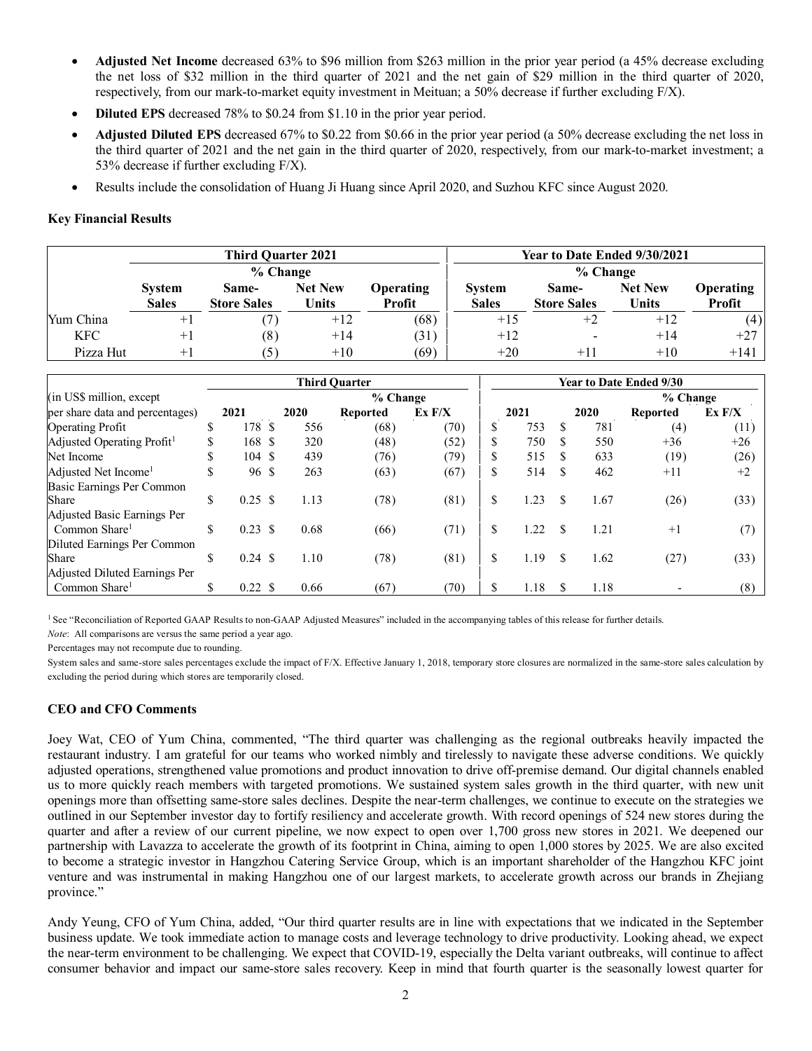- **Adjusted Net Income** decreased 63% to $96 million from $263 million in the prior year period (a 45% decrease excluding the net loss of $32 million in the third quarter of 2021 and the net gain of $29 million in the third quarter of 2020, respectively, from our mark-to-market equity investment in Meituan; a 50% decrease if further excluding F/X).
- **Diluted EPS** decreased 78% to $0.24 from $1.10 in the prior year period.
- **Adjusted Diluted EPS** decreased 67% to $0.22 from $0.66 in the prior year period (a 50% decrease excluding the net loss in the third quarter of 2021 and the net gain in the third quarter of 2020, respectively, from our mark-to-market investment; a 53% decrease if further excluding F/X).
- Results include the consolidation of Huang Ji Huang since April 2020, and Suzhou KFC since August 2020.

**Key Financial Results**

| | Third Quarter 2021 | | | | Year to Date Ended 9/30/2021 | | | |
|---|---|---|---|---|---|---|---|---|
| | % Change | | | | % Change | | | |
| | System Sales | Same-Store Sales | Net New Units | Operating Profit | System Sales | Same-Store Sales | Net New Units | Operating Profit |
| Yum China | +1 | (7) | +12 | (68) | +15 | +2 | +12 | (4) |
| KFC | +1 | (8) | +14 | (31) | +12 | - | +14 | +27 |
| Pizza Hut | +1 | (5) | +10 | (69) | +20 | +11 | +10 | +141 |

| (in US$ million, except per share data and percentages) | Third Quarter 2021 | 2020 | % Change Reported | % Change Ex F/X | Year to Date Ended 9/30 2021 | 2020 | % Change Reported | % Change Ex F/X |
|---|---|---|---|---|---|---|---|---|
| Operating Profit | $ 178 | $ 556 | (68) | (70) | $ 753 | $ 781 | (4) | (11) |
| Adjusted Operating Profit[1] | $ 168 | $ 320 | (48) | (52) | $ 750 | $ 550 | +36 | +26 |
| Net Income | $ 104 | $ 439 | (76) | (79) | $ 515 | $ 633 | (19) | (26) |
| Adjusted Net Income[1] | $ 96 | $ 263 | (63) | (67) | $ 514 | $ 462 | +11 | +2 |
| Basic Earnings Per Common Share | $ 0.25 | $ 1.13 | (78) | (81) | $ 1.23 | $ 1.67 | (26) | (33) |
| Adjusted Basic Earnings Per Common Share[1] | $ 0.23 | $ 0.68 | (66) | (71) | $ 1.22 | $ 1.21 | +1 | (7) |
| Diluted Earnings Per Common Share | $ 0.24 | $ 1.10 | (78) | (81) | $ 1.19 | $ 1.62 | (27) | (33) |
| Adjusted Diluted Earnings Per Common Share[1] | $ 0.22 | $ 0.66 | (67) | (70) | $ 1.18 | $ 1.18 | - | (8) |

[1] See "Reconciliation of Reported GAAP Results to non-GAAP Adjusted Measures" included in the accompanying tables of this release for further details.

*Note*: All comparisons are versus the same period a year ago.

Percentages may not recompute due to rounding.

System sales and same-store sales percentages exclude the impact of F/X. Effective January 1, 2018, temporary store closures are normalized in the same-store sales calculation by excluding the period during which stores are temporarily closed.

**CEO and CFO Comments**

Joey Wat, CEO of Yum China, commented, "The third quarter was challenging as the regional outbreaks heavily impacted the restaurant industry. I am grateful for our teams who worked nimbly and tirelessly to navigate these adverse conditions. We quickly adjusted operations, strengthened value promotions and product innovation to drive off-premise demand. Our digital channels enabled us to more quickly reach members with targeted promotions. We sustained system sales growth in the third quarter, with new unit openings more than offsetting same-store sales declines. Despite the near-term challenges, we continue to execute on the strategies we outlined in our September investor day to fortify resiliency and accelerate growth. With record openings of 524 new stores during the quarter and after a review of our current pipeline, we now expect to open over 1,700 gross new stores in 2021. We deepened our partnership with Lavazza to accelerate the growth of its footprint in China, aiming to open 1,000 stores by 2025. We are also excited to become a strategic investor in Hangzhou Catering Service Group, which is an important shareholder of the Hangzhou KFC joint venture and was instrumental in making Hangzhou one of our largest markets, to accelerate growth across our brands in Zhejiang province."

Andy Yeung, CFO of Yum China, added, "Our third quarter results are in line with expectations that we indicated in the September business update. We took immediate action to manage costs and leverage technology to drive productivity. Looking ahead, we expect the near-term environment to be challenging. We expect that COVID-19, especially the Delta variant outbreaks, will continue to affect consumer behavior and impact our same-store sales recovery. Keep in mind that fourth quarter is the seasonally lowest quarter for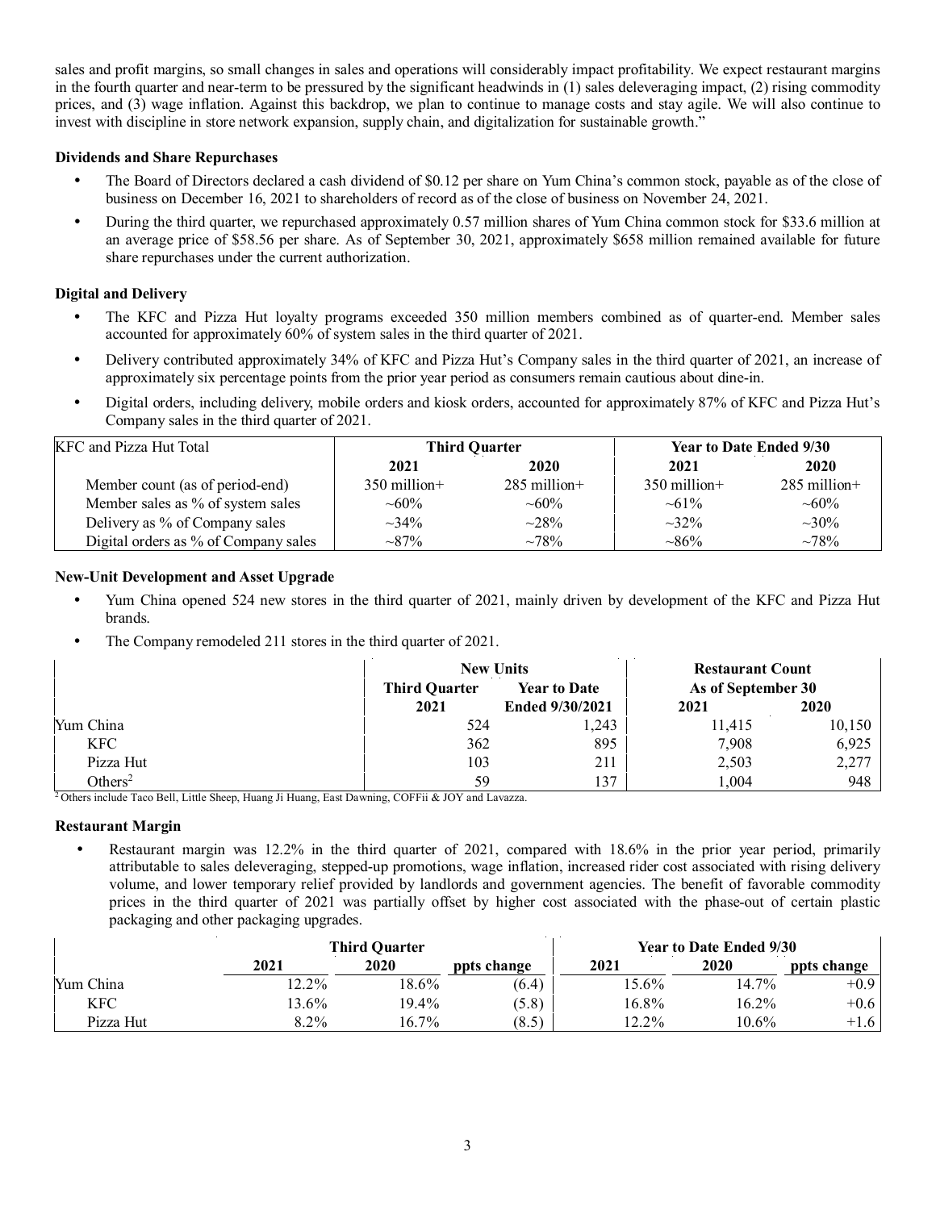sales and profit margins, so small changes in sales and operations will considerably impact profitability. We expect restaurant margins in the fourth quarter and near-term to be pressured by the significant headwinds in (1) sales deleveraging impact, (2) rising commodity prices, and (3) wage inflation. Against this backdrop, we plan to continue to manage costs and stay agile. We will also continue to invest with discipline in store network expansion, supply chain, and digitalization for sustainable growth."

**Dividends and Share Repurchases**

- The Board of Directors declared a cash dividend of $0.12 per share on Yum China's common stock, payable as of the close of business on December 16, 2021 to shareholders of record as of the close of business on November 24, 2021.
- During the third quarter, we repurchased approximately 0.57 million shares of Yum China common stock for $33.6 million at an average price of $58.56 per share. As of September 30, 2021, approximately $658 million remained available for future share repurchases under the current authorization.

**Digital and Delivery**

- The KFC and Pizza Hut loyalty programs exceeded 350 million members combined as of quarter-end. Member sales accounted for approximately 60% of system sales in the third quarter of 2021.
- Delivery contributed approximately 34% of KFC and Pizza Hut's Company sales in the third quarter of 2021, an increase of approximately six percentage points from the prior year period as consumers remain cautious about dine-in.
- Digital orders, including delivery, mobile orders and kiosk orders, accounted for approximately 87% of KFC and Pizza Hut's Company sales in the third quarter of 2021.

| KFC and Pizza Hut Total | Third Quarter | | Year to Date Ended 9/30 | |
|---|---|---|---|---|
| | 2021 | 2020 | 2021 | 2020 |
| Member count (as of period-end) | 350 million+ | 285 million+ | 350 million+ | 285 million+ |
| Member sales as % of system sales | ~60% | ~60% | ~61% | ~60% |
| Delivery as % of Company sales | ~34% | ~28% | ~32% | ~30% |
| Digital orders as % of Company sales | ~87% | ~78% | ~86% | ~78% |

**New-Unit Development and Asset Upgrade**

- Yum China opened 524 new stores in the third quarter of 2021, mainly driven by development of the KFC and Pizza Hut brands.
- The Company remodeled 211 stores in the third quarter of 2021.

| | New Units | | Restaurant Count | |
|---|---|---|---|---|
| | Third Quarter 2021 | Year to Date Ended 9/30/2021 | As of September 30 2021 | 2020 |
| Yum China | 524 | 1,243 | 11,415 | 10,150 |
| KFC | 362 | 895 | 7,908 | 6,925 |
| Pizza Hut | 103 | 211 | 2,503 | 2,277 |
| Others[2] | 59 | 137 | 1,004 | 948 |

[2] Others include Taco Bell, Little Sheep, Huang Ji Huang, East Dawning, COFFii & JOY and Lavazza.

**Restaurant Margin**

- Restaurant margin was 12.2% in the third quarter of 2021, compared with 18.6% in the prior year period, primarily attributable to sales deleveraging, stepped-up promotions, wage inflation, increased rider cost associated with rising delivery volume, and lower temporary relief provided by landlords and government agencies. The benefit of favorable commodity prices in the third quarter of 2021 was partially offset by higher cost associated with the phase-out of certain plastic packaging and other packaging upgrades.

| | Third Quarter | | | Year to Date Ended 9/30 | | |
|---|---|---|---|---|---|---|
| | 2021 | 2020 | ppts change | 2021 | 2020 | ppts change |
| Yum China | 12.2% | 18.6% | (6.4) | 15.6% | 14.7% | +0.9 |
| KFC | 13.6% | 19.4% | (5.8) | 16.8% | 16.2% | +0.6 |
| Pizza Hut | 8.2% | 16.7% | (8.5) | 12.2% | 10.6% | +1.6 |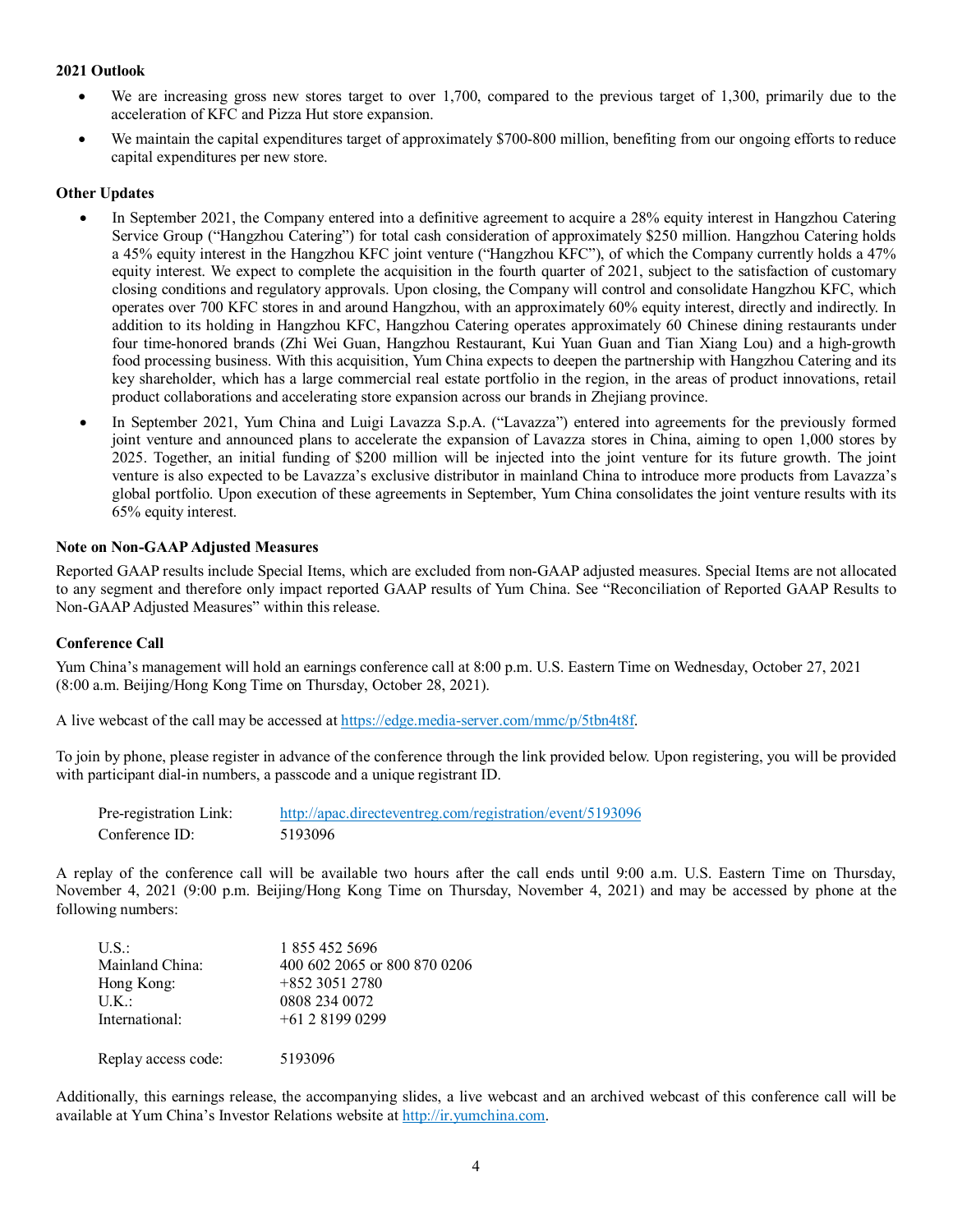**2021 Outlook**

- We are increasing gross new stores target to over 1,700, compared to the previous target of 1,300, primarily due to the acceleration of KFC and Pizza Hut store expansion.
- We maintain the capital expenditures target of approximately $700-800 million, benefiting from our ongoing efforts to reduce capital expenditures per new store.

**Other Updates**

- In September 2021, the Company entered into a definitive agreement to acquire a 28% equity interest in Hangzhou Catering Service Group ("Hangzhou Catering") for total cash consideration of approximately $250 million. Hangzhou Catering holds a 45% equity interest in the Hangzhou KFC joint venture ("Hangzhou KFC"), of which the Company currently holds a 47% equity interest. We expect to complete the acquisition in the fourth quarter of 2021, subject to the satisfaction of customary closing conditions and regulatory approvals. Upon closing, the Company will control and consolidate Hangzhou KFC, which operates over 700 KFC stores in and around Hangzhou, with an approximately 60% equity interest, directly and indirectly. In addition to its holding in Hangzhou KFC, Hangzhou Catering operates approximately 60 Chinese dining restaurants under four time-honored brands (Zhi Wei Guan, Hangzhou Restaurant, Kui Yuan Guan and Tian Xiang Lou) and a high-growth food processing business. With this acquisition, Yum China expects to deepen the partnership with Hangzhou Catering and its key shareholder, which has a large commercial real estate portfolio in the region, in the areas of product innovations, retail product collaborations and accelerating store expansion across our brands in Zhejiang province.
- In September 2021, Yum China and Luigi Lavazza S.p.A. ("Lavazza") entered into agreements for the previously formed joint venture and announced plans to accelerate the expansion of Lavazza stores in China, aiming to open 1,000 stores by 2025. Together, an initial funding of $200 million will be injected into the joint venture for its future growth. The joint venture is also expected to be Lavazza's exclusive distributor in mainland China to introduce more products from Lavazza's global portfolio. Upon execution of these agreements in September, Yum China consolidates the joint venture results with its 65% equity interest.

**Note on Non-GAAP Adjusted Measures**

Reported GAAP results include Special Items, which are excluded from non-GAAP adjusted measures. Special Items are not allocated to any segment and therefore only impact reported GAAP results of Yum China. See "Reconciliation of Reported GAAP Results to Non-GAAP Adjusted Measures" within this release.

**Conference Call**

Yum China's management will hold an earnings conference call at 8:00 p.m. U.S. Eastern Time on Wednesday, October 27, 2021 (8:00 a.m. Beijing/Hong Kong Time on Thursday, October 28, 2021).

A live webcast of the call may be accessed at https://edge.media-server.com/mmc/p/5tbn4t8f.

To join by phone, please register in advance of the conference through the link provided below. Upon registering, you will be provided with participant dial-in numbers, a passcode and a unique registrant ID.

| | |
|---|---|
| Pre-registration Link: | http://apac.directeventreg.com/registration/event/5193096 |
| Conference ID: | 5193096 |

A replay of the conference call will be available two hours after the call ends until 9:00 a.m. U.S. Eastern Time on Thursday, November 4, 2021 (9:00 p.m. Beijing/Hong Kong Time on Thursday, November 4, 2021) and may be accessed by phone at the following numbers:

| | |
|---|---|
| U.S.: | 1 855 452 5696 |
| Mainland China: | 400 602 2065 or 800 870 0206 |
| Hong Kong: | +852 3051 2780 |
| U.K.: | 0808 234 0072 |
| International: | +61 2 8199 0299 |
| | |
| Replay access code: | 5193096 |

Additionally, this earnings release, the accompanying slides, a live webcast and an archived webcast of this conference call will be available at Yum China's Investor Relations website at http://ir.yumchina.com.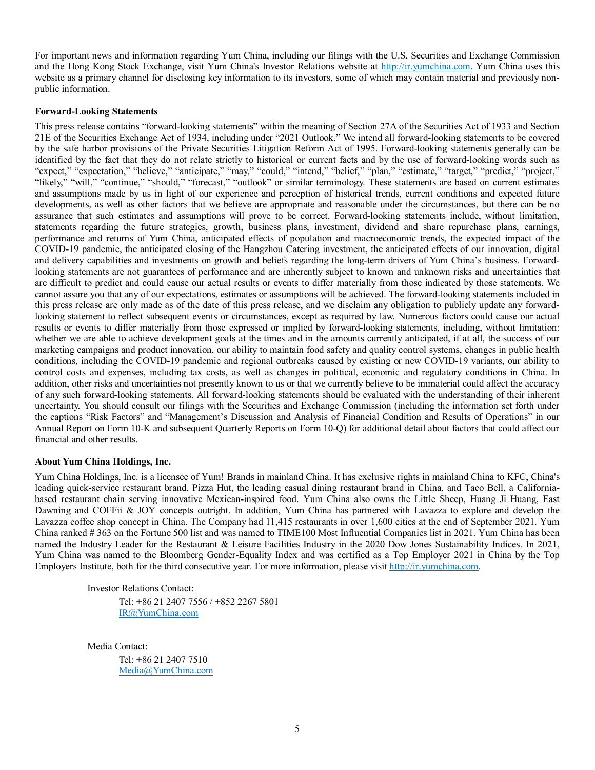For important news and information regarding Yum China, including our filings with the U.S. Securities and Exchange Commission and the Hong Kong Stock Exchange, visit Yum China's Investor Relations website at http://ir.yumchina.com. Yum China uses this website as a primary channel for disclosing key information to its investors, some of which may contain material and previously non-public information.

**Forward-Looking Statements**

This press release contains "forward-looking statements" within the meaning of Section 27A of the Securities Act of 1933 and Section 21E of the Securities Exchange Act of 1934, including under "2021 Outlook." We intend all forward-looking statements to be covered by the safe harbor provisions of the Private Securities Litigation Reform Act of 1995. Forward-looking statements generally can be identified by the fact that they do not relate strictly to historical or current facts and by the use of forward-looking words such as "expect," "expectation," "believe," "anticipate," "may," "could," "intend," "belief," "plan," "estimate," "target," "predict," "project," "likely," "will," "continue," "should," "forecast," "outlook" or similar terminology. These statements are based on current estimates and assumptions made by us in light of our experience and perception of historical trends, current conditions and expected future developments, as well as other factors that we believe are appropriate and reasonable under the circumstances, but there can be no assurance that such estimates and assumptions will prove to be correct. Forward-looking statements include, without limitation, statements regarding the future strategies, growth, business plans, investment, dividend and share repurchase plans, earnings, performance and returns of Yum China, anticipated effects of population and macroeconomic trends, the expected impact of the COVID-19 pandemic, the anticipated closing of the Hangzhou Catering investment, the anticipated effects of our innovation, digital and delivery capabilities and investments on growth and beliefs regarding the long-term drivers of Yum China's business. Forward-looking statements are not guarantees of performance and are inherently subject to known and unknown risks and uncertainties that are difficult to predict and could cause our actual results or events to differ materially from those indicated by those statements. We cannot assure you that any of our expectations, estimates or assumptions will be achieved. The forward-looking statements included in this press release are only made as of the date of this press release, and we disclaim any obligation to publicly update any forward-looking statement to reflect subsequent events or circumstances, except as required by law. Numerous factors could cause our actual results or events to differ materially from those expressed or implied by forward-looking statements, including, without limitation: whether we are able to achieve development goals at the times and in the amounts currently anticipated, if at all, the success of our marketing campaigns and product innovation, our ability to maintain food safety and quality control systems, changes in public health conditions, including the COVID-19 pandemic and regional outbreaks caused by existing or new COVID-19 variants, our ability to control costs and expenses, including tax costs, as well as changes in political, economic and regulatory conditions in China. In addition, other risks and uncertainties not presently known to us or that we currently believe to be immaterial could affect the accuracy of any such forward-looking statements. All forward-looking statements should be evaluated with the understanding of their inherent uncertainty. You should consult our filings with the Securities and Exchange Commission (including the information set forth under the captions "Risk Factors" and "Management's Discussion and Analysis of Financial Condition and Results of Operations" in our Annual Report on Form 10-K and subsequent Quarterly Reports on Form 10-Q) for additional detail about factors that could affect our financial and other results.

**About Yum China Holdings, Inc.**

Yum China Holdings, Inc. is a licensee of Yum! Brands in mainland China. It has exclusive rights in mainland China to KFC, China's leading quick-service restaurant brand, Pizza Hut, the leading casual dining restaurant brand in China, and Taco Bell, a California-based restaurant chain serving innovative Mexican-inspired food. Yum China also owns the Little Sheep, Huang Ji Huang, East Dawning and COFFii & JOY concepts outright. In addition, Yum China has partnered with Lavazza to explore and develop the Lavazza coffee shop concept in China. The Company had 11,415 restaurants in over 1,600 cities at the end of September 2021. Yum China ranked # 363 on the Fortune 500 list and was named to TIME100 Most Influential Companies list in 2021. Yum China has been named the Industry Leader for the Restaurant & Leisure Facilities Industry in the 2020 Dow Jones Sustainability Indices. In 2021, Yum China was named to the Bloomberg Gender-Equality Index and was certified as a Top Employer 2021 in China by the Top Employers Institute, both for the third consecutive year. For more information, please visit http://ir.yumchina.com.

Investor Relations Contact:
Tel: +86 21 2407 7556 / +852 2267 5801
IR@YumChina.com

Media Contact:
Tel: +86 21 2407 7510
Media@YumChina.com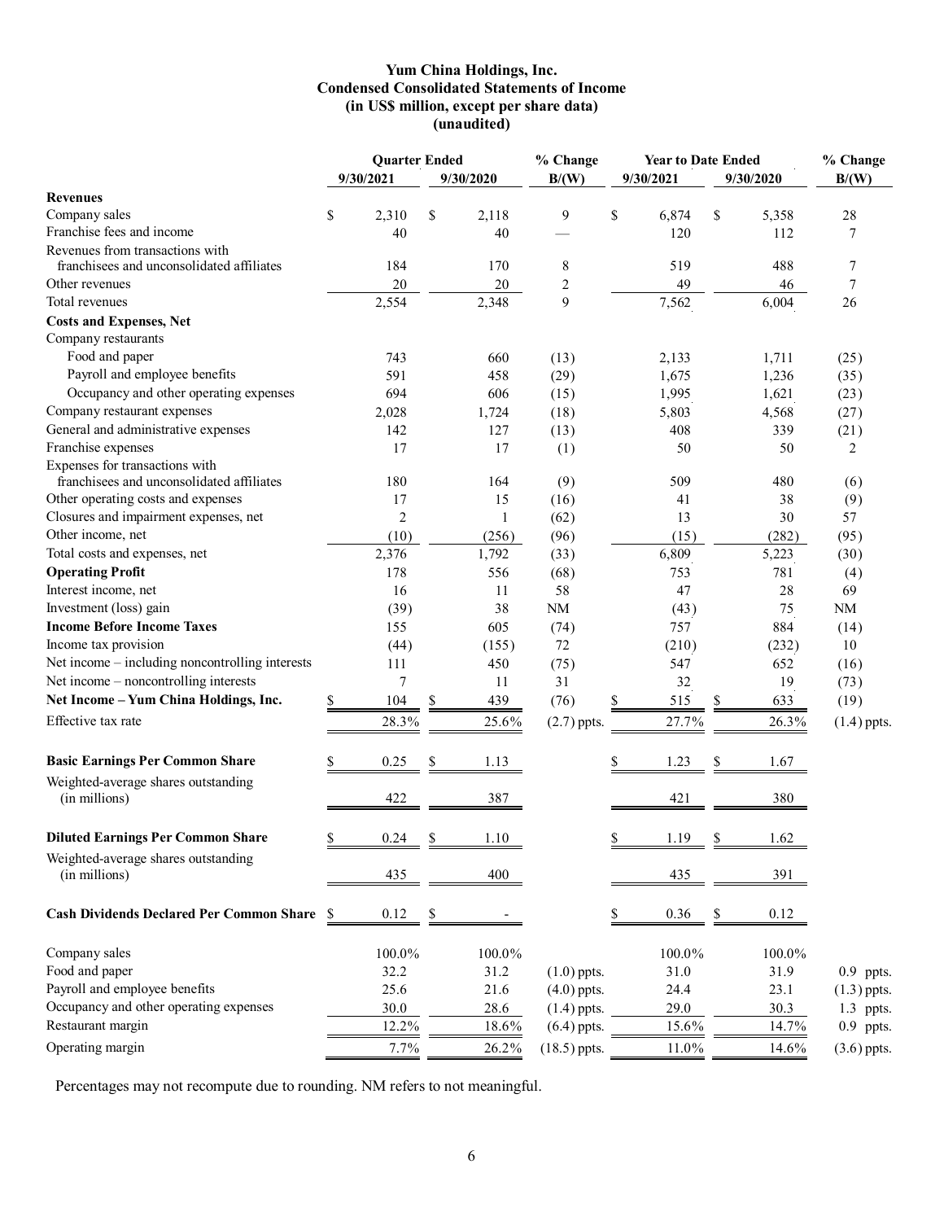**Yum China Holdings, Inc.**
**Condensed Consolidated Statements of Income**
**(in US$ million, except per share data)**
**(unaudited)**

| | Quarter Ended 9/30/2021 | Quarter Ended 9/30/2020 | % Change B/(W) | Year to Date Ended 9/30/2021 | Year to Date Ended 9/30/2020 | % Change B/(W) |
|---|---|---|---|---|---|---|
| **Revenues** | | | | | | |
| Company sales | $ 2,310 | $ 2,118 | 9 | $ 6,874 | $ 5,358 | 28 |
| Franchise fees and income | 40 | 40 | — | 120 | 112 | 7 |
| Revenues from transactions with franchisees and unconsolidated affiliates | 184 | 170 | 8 | 519 | 488 | 7 |
| Other revenues | 20 | 20 | 2 | 49 | 46 | 7 |
| Total revenues | 2,554 | 2,348 | 9 | 7,562 | 6,004 | 26 |
| **Costs and Expenses, Net** | | | | | | |
| Company restaurants | | | | | | |
| Food and paper | 743 | 660 | (13) | 2,133 | 1,711 | (25) |
| Payroll and employee benefits | 591 | 458 | (29) | 1,675 | 1,236 | (35) |
| Occupancy and other operating expenses | 694 | 606 | (15) | 1,995 | 1,621 | (23) |
| Company restaurant expenses | 2,028 | 1,724 | (18) | 5,803 | 4,568 | (27) |
| General and administrative expenses | 142 | 127 | (13) | 408 | 339 | (21) |
| Franchise expenses | 17 | 17 | (1) | 50 | 50 | 2 |
| Expenses for transactions with franchisees and unconsolidated affiliates | 180 | 164 | (9) | 509 | 480 | (6) |
| Other operating costs and expenses | 17 | 15 | (16) | 41 | 38 | (9) |
| Closures and impairment expenses, net | 2 | 1 | (62) | 13 | 30 | 57 |
| Other income, net | (10) | (256) | (96) | (15) | (282) | (95) |
| Total costs and expenses, net | 2,376 | 1,792 | (33) | 6,809 | 5,223 | (30) |
| **Operating Profit** | 178 | 556 | (68) | 753 | 781 | (4) |
| Interest income, net | 16 | 11 | 58 | 47 | 28 | 69 |
| Investment (loss) gain | (39) | 38 | NM | (43) | 75 | NM |
| **Income Before Income Taxes** | 155 | 605 | (74) | 757 | 884 | (14) |
| Income tax provision | (44) | (155) | 72 | (210) | (232) | 10 |
| Net income – including noncontrolling interests | 111 | 450 | (75) | 547 | 652 | (16) |
| Net income – noncontrolling interests | 7 | 11 | 31 | 32 | 19 | (73) |
| **Net Income – Yum China Holdings, Inc.** | $ 104 | $ 439 | (76) | $ 515 | $ 633 | (19) |
| Effective tax rate | 28.3% | 25.6% | (2.7) ppts. | 27.7% | 26.3% | (1.4) ppts. |
| | | | | | | |
| **Basic Earnings Per Common Share** | $ 0.25 | $ 1.13 | | $ 1.23 | $ 1.67 | |
| Weighted-average shares outstanding (in millions) | 422 | 387 | | 421 | 380 | |
| | | | | | | |
| **Diluted Earnings Per Common Share** | $ 0.24 | $ 1.10 | | $ 1.19 | $ 1.62 | |
| Weighted-average shares outstanding (in millions) | 435 | 400 | | 435 | 391 | |
| | | | | | | |
| **Cash Dividends Declared Per Common Share** | $ 0.12 | $ - | | $ 0.36 | $ 0.12 | |
| | | | | | | |
| Company sales | 100.0% | 100.0% | | 100.0% | 100.0% | |
| Food and paper | 32.2 | 31.2 | (1.0) ppts. | 31.0 | 31.9 | 0.9 ppts. |
| Payroll and employee benefits | 25.6 | 21.6 | (4.0) ppts. | 24.4 | 23.1 | (1.3) ppts. |
| Occupancy and other operating expenses | 30.0 | 28.6 | (1.4) ppts. | 29.0 | 30.3 | 1.3 ppts. |
| Restaurant margin | 12.2% | 18.6% | (6.4) ppts. | 15.6% | 14.7% | 0.9 ppts. |
| Operating margin | 7.7% | 26.2% | (18.5) ppts. | 11.0% | 14.6% | (3.6) ppts. |

Percentages may not recompute due to rounding. NM refers to not meaningful.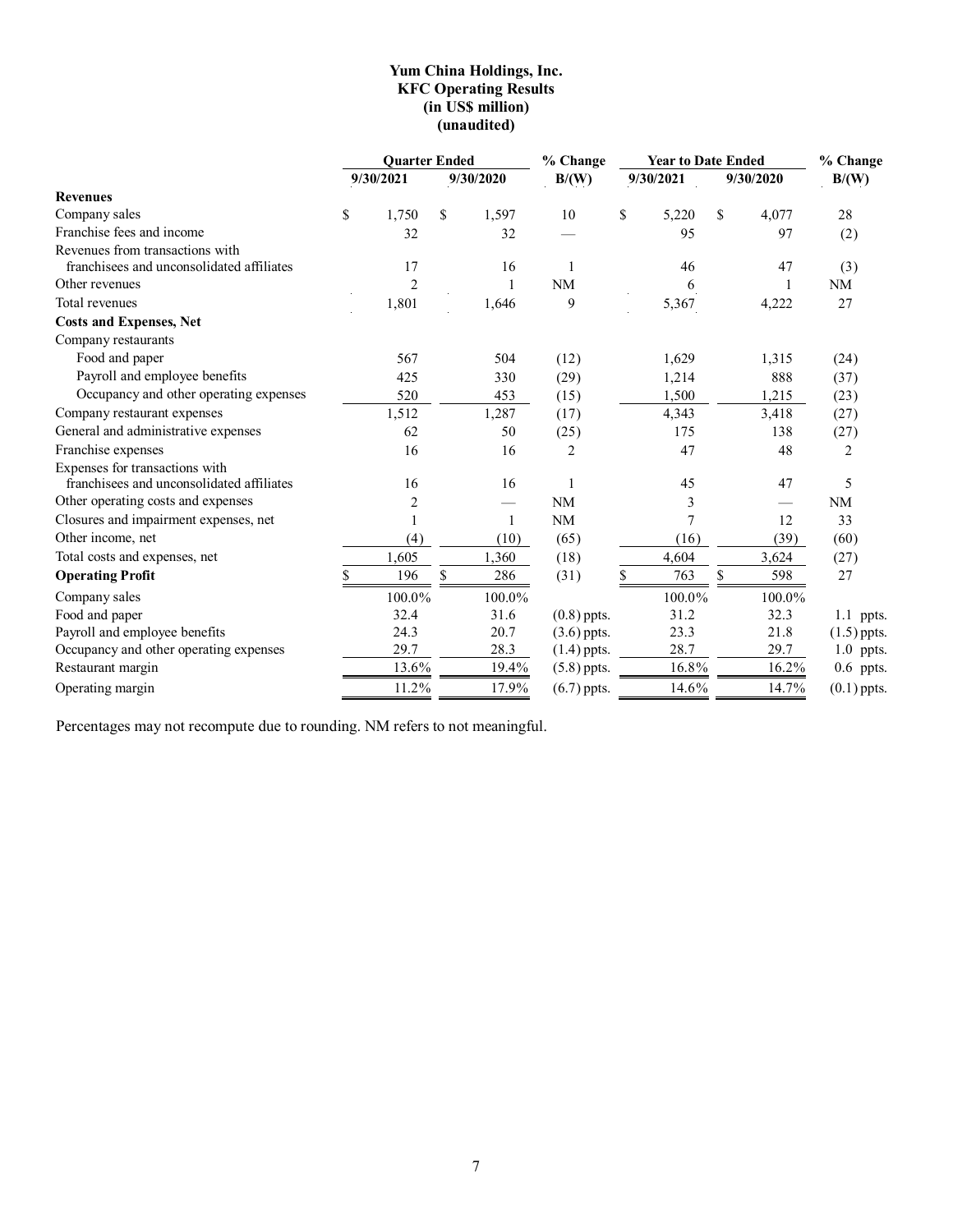**Yum China Holdings, Inc.**
**KFC Operating Results**
**(in US$ million)**
**(unaudited)**

| | Quarter Ended | | % Change | Year to Date Ended | | % Change |
|---|---|---|---|---|---|---|
| | 9/30/2021 | 9/30/2020 | B/(W) | 9/30/2021 | 9/30/2020 | B/(W) |
| **Revenues** | | | | | | |
| Company sales | $ 1,750 | $ 1,597 | 10 | $ 5,220 | $ 4,077 | 28 |
| Franchise fees and income | 32 | 32 | — | 95 | 97 | (2) |
| Revenues from transactions with franchisees and unconsolidated affiliates | 17 | 16 | 1 | 46 | 47 | (3) |
| Other revenues | 2 | 1 | NM | 6 | 1 | NM |
| Total revenues | 1,801 | 1,646 | 9 | 5,367 | 4,222 | 27 |
| **Costs and Expenses, Net** | | | | | | |
| Company restaurants | | | | | | |
| Food and paper | 567 | 504 | (12) | 1,629 | 1,315 | (24) |
| Payroll and employee benefits | 425 | 330 | (29) | 1,214 | 888 | (37) |
| Occupancy and other operating expenses | 520 | 453 | (15) | 1,500 | 1,215 | (23) |
| Company restaurant expenses | 1,512 | 1,287 | (17) | 4,343 | 3,418 | (27) |
| General and administrative expenses | 62 | 50 | (25) | 175 | 138 | (27) |
| Franchise expenses | 16 | 16 | 2 | 47 | 48 | 2 |
| Expenses for transactions with franchisees and unconsolidated affiliates | 16 | 16 | 1 | 45 | 47 | 5 |
| Other operating costs and expenses | 2 | — | NM | 3 | — | NM |
| Closures and impairment expenses, net | 1 | 1 | NM | 7 | 12 | 33 |
| Other income, net | (4) | (10) | (65) | (16) | (39) | (60) |
| Total costs and expenses, net | 1,605 | 1,360 | (18) | 4,604 | 3,624 | (27) |
| **Operating Profit** | $ 196 | $ 286 | (31) | $ 763 | $ 598 | 27 |
| Company sales | 100.0% | 100.0% | | 100.0% | 100.0% | |
| Food and paper | 32.4 | 31.6 | (0.8) ppts. | 31.2 | 32.3 | 1.1 ppts. |
| Payroll and employee benefits | 24.3 | 20.7 | (3.6) ppts. | 23.3 | 21.8 | (1.5) ppts. |
| Occupancy and other operating expenses | 29.7 | 28.3 | (1.4) ppts. | 28.7 | 29.7 | 1.0 ppts. |
| Restaurant margin | 13.6% | 19.4% | (5.8) ppts. | 16.8% | 16.2% | 0.6 ppts. |
| Operating margin | 11.2% | 17.9% | (6.7) ppts. | 14.6% | 14.7% | (0.1) ppts. |

Percentages may not recompute due to rounding. NM refers to not meaningful.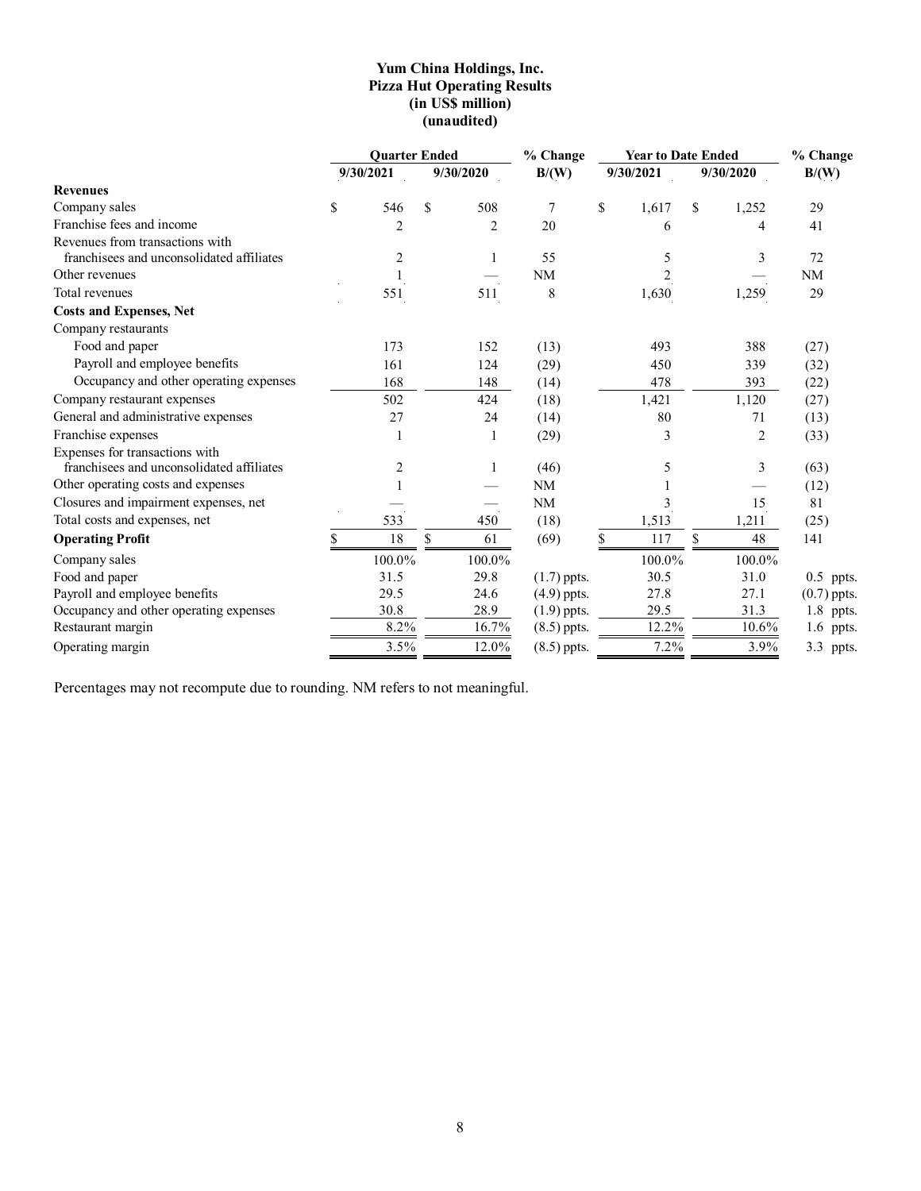# Yum China Holdings, Inc.
## Pizza Hut Operating Results
### (in US$ million)
### (unaudited)

| | Quarter Ended | | % Change | Year to Date Ended | | % Change |
|---|---|---|---|---|---|---|
| | 9/30/2021 | 9/30/2020 | B/(W) | 9/30/2021 | 9/30/2020 | B/(W) |
| **Revenues** | | | | | | |
| Company sales | $ 546 | $ 508 | 7 | $ 1,617 | $ 1,252 | 29 |
| Franchise fees and income | 2 | 2 | 20 | 6 | 4 | 41 |
| Revenues from transactions with franchisees and unconsolidated affiliates | 2 | 1 | 55 | 5 | 3 | 72 |
| Other revenues | 1 | — | NM | 2 | — | NM |
| Total revenues | 551 | 511 | 8 | 1,630 | 1,259 | 29 |
| **Costs and Expenses, Net** | | | | | | |
| Company restaurants | | | | | | |
| Food and paper | 173 | 152 | (13) | 493 | 388 | (27) |
| Payroll and employee benefits | 161 | 124 | (29) | 450 | 339 | (32) |
| Occupancy and other operating expenses | 168 | 148 | (14) | 478 | 393 | (22) |
| Company restaurant expenses | 502 | 424 | (18) | 1,421 | 1,120 | (27) |
| General and administrative expenses | 27 | 24 | (14) | 80 | 71 | (13) |
| Franchise expenses | 1 | 1 | (29) | 3 | 2 | (33) |
| Expenses for transactions with franchisees and unconsolidated affiliates | 2 | 1 | (46) | 5 | 3 | (63) |
| Other operating costs and expenses | 1 | — | NM | 1 | — | (12) |
| Closures and impairment expenses, net | — | — | NM | 3 | 15 | 81 |
| Total costs and expenses, net | 533 | 450 | (18) | 1,513 | 1,211 | (25) |
| **Operating Profit** | $ 18 | $ 61 | (69) | $ 117 | $ 48 | 141 |
| Company sales | 100.0% | 100.0% | | 100.0% | 100.0% | |
| Food and paper | 31.5 | 29.8 | (1.7) ppts. | 30.5 | 31.0 | 0.5 ppts. |
| Payroll and employee benefits | 29.5 | 24.6 | (4.9) ppts. | 27.8 | 27.1 | (0.7) ppts. |
| Occupancy and other operating expenses | 30.8 | 28.9 | (1.9) ppts. | 29.5 | 31.3 | 1.8 ppts. |
| Restaurant margin | 8.2% | 16.7% | (8.5) ppts. | 12.2% | 10.6% | 1.6 ppts. |
| Operating margin | 3.5% | 12.0% | (8.5) ppts. | 7.2% | 3.9% | 3.3 ppts. |

Percentages may not recompute due to rounding. NM refers to not meaningful.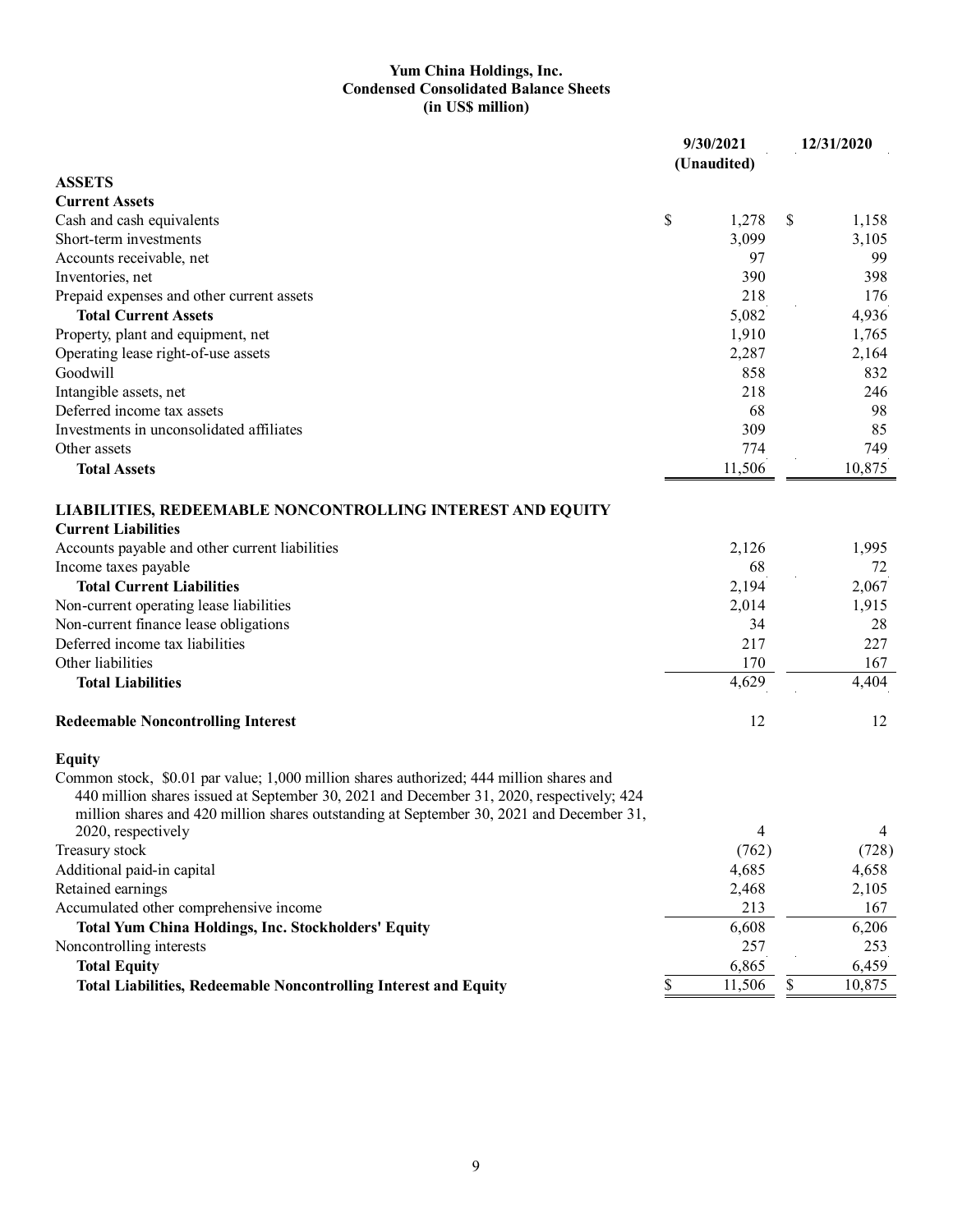**Yum China Holdings, Inc.**
**Condensed Consolidated Balance Sheets**
**(in US$ million)**

| | 9/30/2021 (Unaudited) | 12/31/2020 |
|---|---|---|
| **ASSETS** | | |
| **Current Assets** | | |
| Cash and cash equivalents | $ 1,278 | $ 1,158 |
| Short-term investments | 3,099 | 3,105 |
| Accounts receivable, net | 97 | 99 |
| Inventories, net | 390 | 398 |
| Prepaid expenses and other current assets | 218 | 176 |
| **Total Current Assets** | 5,082 | 4,936 |
| Property, plant and equipment, net | 1,910 | 1,765 |
| Operating lease right-of-use assets | 2,287 | 2,164 |
| Goodwill | 858 | 832 |
| Intangible assets, net | 218 | 246 |
| Deferred income tax assets | 68 | 98 |
| Investments in unconsolidated affiliates | 309 | 85 |
| Other assets | 774 | 749 |
| **Total Assets** | 11,506 | 10,875 |
| **LIABILITIES, REDEEMABLE NONCONTROLLING INTEREST AND EQUITY** | | |
| **Current Liabilities** | | |
| Accounts payable and other current liabilities | 2,126 | 1,995 |
| Income taxes payable | 68 | 72 |
| **Total Current Liabilities** | 2,194 | 2,067 |
| Non-current operating lease liabilities | 2,014 | 1,915 |
| Non-current finance lease obligations | 34 | 28 |
| Deferred income tax liabilities | 217 | 227 |
| Other liabilities | 170 | 167 |
| **Total Liabilities** | 4,629 | 4,404 |
| **Redeemable Noncontrolling Interest** | 12 | 12 |
| **Equity** | | |
| Common stock, $0.01 par value; 1,000 million shares authorized; 444 million shares and 440 million shares issued at September 30, 2021 and December 31, 2020, respectively; 424 million shares and 420 million shares outstanding at September 30, 2021 and December 31, 2020, respectively | 4 | 4 |
| Treasury stock | (762) | (728) |
| Additional paid-in capital | 4,685 | 4,658 |
| Retained earnings | 2,468 | 2,105 |
| Accumulated other comprehensive income | 213 | 167 |
| **Total Yum China Holdings, Inc. Stockholders' Equity** | 6,608 | 6,206 |
| Noncontrolling interests | 257 | 253 |
| **Total Equity** | 6,865 | 6,459 |
| **Total Liabilities, Redeemable Noncontrolling Interest and Equity** | $ 11,506 | $ 10,875 |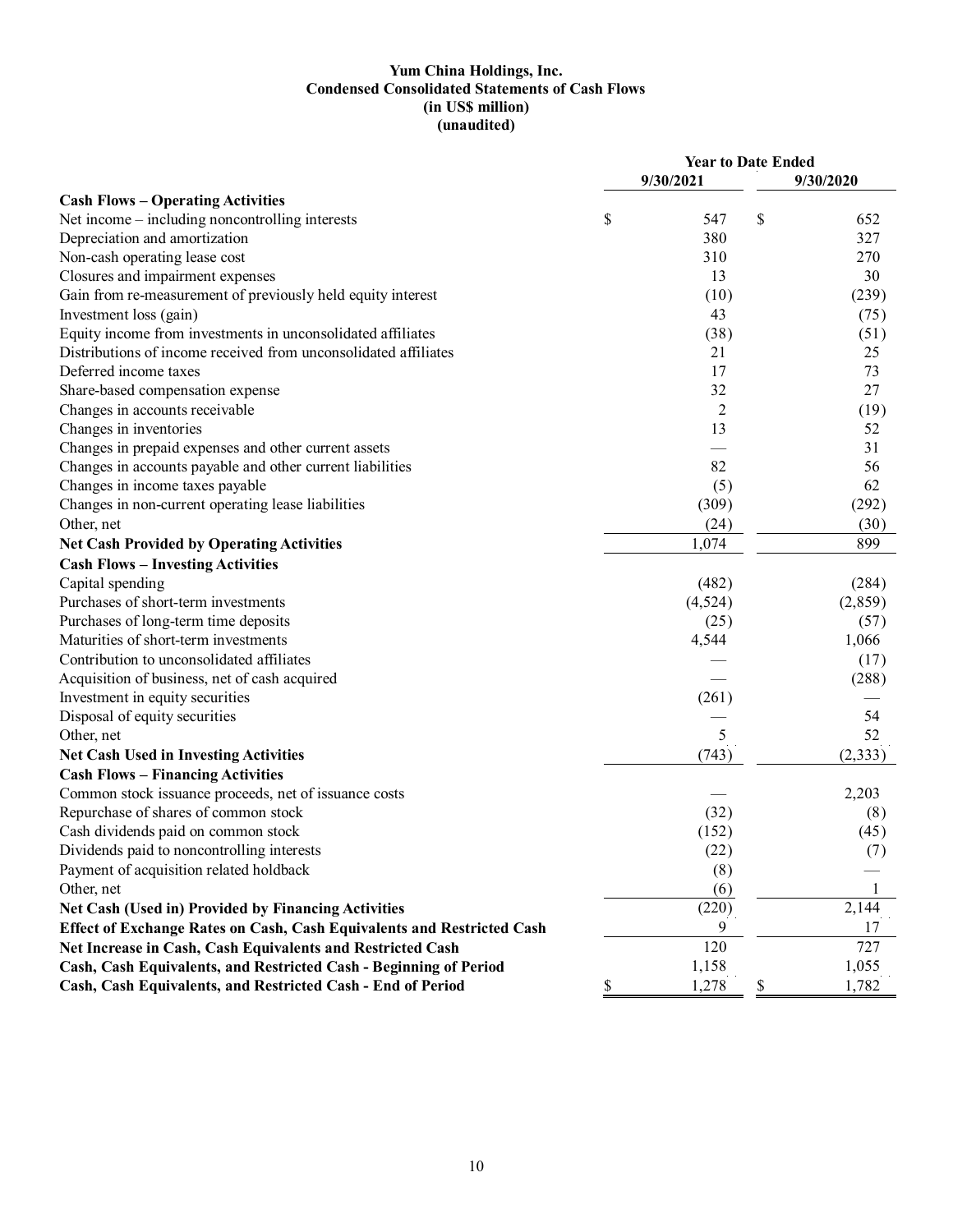**Yum China Holdings, Inc.**
**Condensed Consolidated Statements of Cash Flows**
**(in US$ million)**
**(unaudited)**

| | Year to Date Ended | |
|---|---|---|
| | 9/30/2021 | 9/30/2020 |
| **Cash Flows – Operating Activities** | | |
| Net income – including noncontrolling interests | $ 547 | $ 652 |
| Depreciation and amortization | 380 | 327 |
| Non-cash operating lease cost | 310 | 270 |
| Closures and impairment expenses | 13 | 30 |
| Gain from re-measurement of previously held equity interest | (10) | (239) |
| Investment loss (gain) | 43 | (75) |
| Equity income from investments in unconsolidated affiliates | (38) | (51) |
| Distributions of income received from unconsolidated affiliates | 21 | 25 |
| Deferred income taxes | 17 | 73 |
| Share-based compensation expense | 32 | 27 |
| Changes in accounts receivable | 2 | (19) |
| Changes in inventories | 13 | 52 |
| Changes in prepaid expenses and other current assets | — | 31 |
| Changes in accounts payable and other current liabilities | 82 | 56 |
| Changes in income taxes payable | (5) | 62 |
| Changes in non-current operating lease liabilities | (309) | (292) |
| Other, net | (24) | (30) |
| **Net Cash Provided by Operating Activities** | 1,074 | 899 |
| **Cash Flows – Investing Activities** | | |
| Capital spending | (482) | (284) |
| Purchases of short-term investments | (4,524) | (2,859) |
| Purchases of long-term time deposits | (25) | (57) |
| Maturities of short-term investments | 4,544 | 1,066 |
| Contribution to unconsolidated affiliates | — | (17) |
| Acquisition of business, net of cash acquired | — | (288) |
| Investment in equity securities | (261) | — |
| Disposal of equity securities | — | 54 |
| Other, net | 5 | 52 |
| **Net Cash Used in Investing Activities** | (743) | (2,333) |
| **Cash Flows – Financing Activities** | | |
| Common stock issuance proceeds, net of issuance costs | — | 2,203 |
| Repurchase of shares of common stock | (32) | (8) |
| Cash dividends paid on common stock | (152) | (45) |
| Dividends paid to noncontrolling interests | (22) | (7) |
| Payment of acquisition related holdback | (8) | — |
| Other, net | (6) | 1 |
| **Net Cash (Used in) Provided by Financing Activities** | (220) | 2,144 |
| **Effect of Exchange Rates on Cash, Cash Equivalents and Restricted Cash** | 9 | 17 |
| **Net Increase in Cash, Cash Equivalents and Restricted Cash** | 120 | 727 |
| **Cash, Cash Equivalents, and Restricted Cash - Beginning of Period** | 1,158 | 1,055 |
| **Cash, Cash Equivalents, and Restricted Cash - End of Period** | $ 1,278 | $ 1,782 |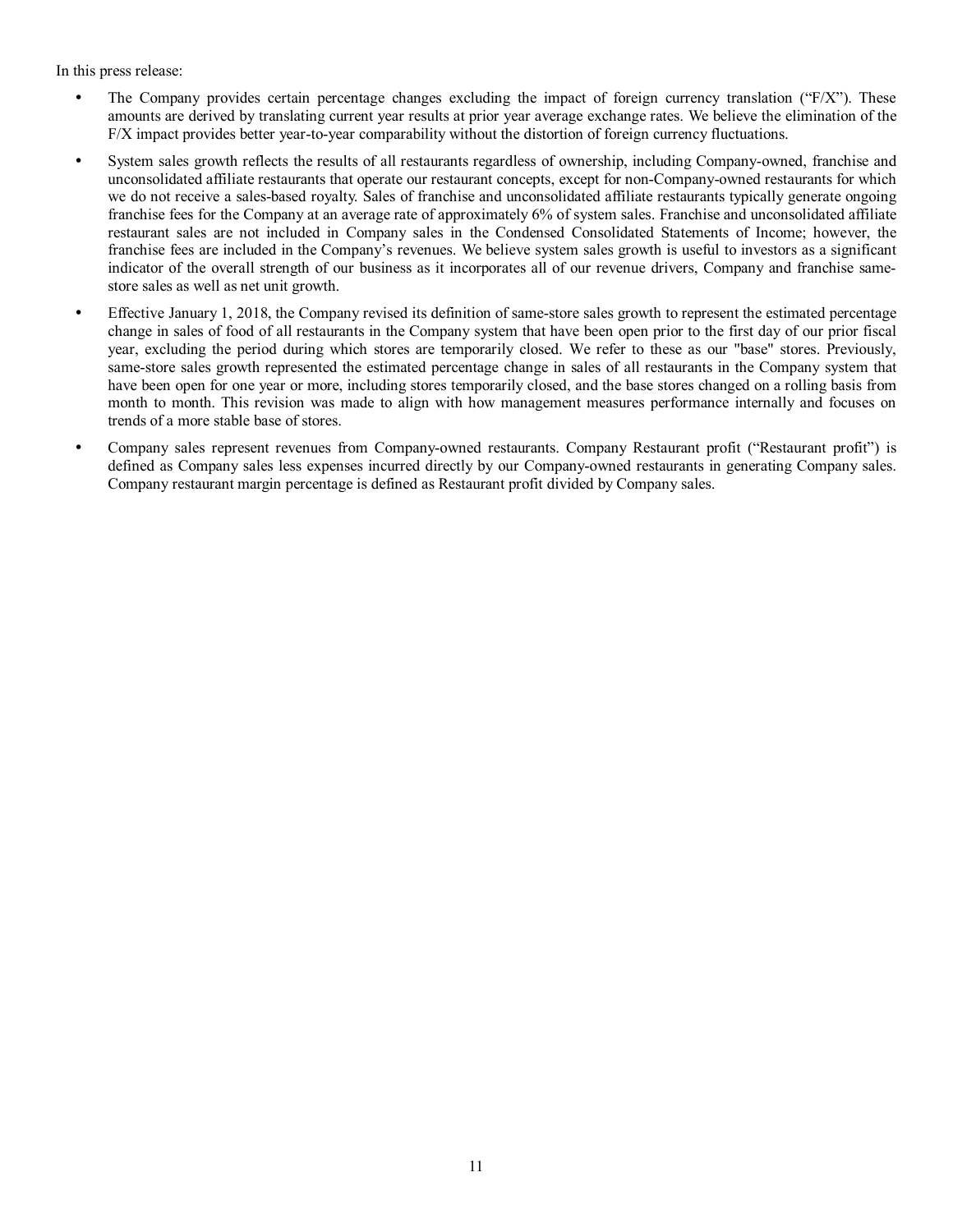In this press release:

- The Company provides certain percentage changes excluding the impact of foreign currency translation ("F/X"). These amounts are derived by translating current year results at prior year average exchange rates. We believe the elimination of the F/X impact provides better year-to-year comparability without the distortion of foreign currency fluctuations.
- System sales growth reflects the results of all restaurants regardless of ownership, including Company-owned, franchise and unconsolidated affiliate restaurants that operate our restaurant concepts, except for non-Company-owned restaurants for which we do not receive a sales-based royalty. Sales of franchise and unconsolidated affiliate restaurants typically generate ongoing franchise fees for the Company at an average rate of approximately 6% of system sales. Franchise and unconsolidated affiliate restaurant sales are not included in Company sales in the Condensed Consolidated Statements of Income; however, the franchise fees are included in the Company's revenues. We believe system sales growth is useful to investors as a significant indicator of the overall strength of our business as it incorporates all of our revenue drivers, Company and franchise same-store sales as well as net unit growth.
- Effective January 1, 2018, the Company revised its definition of same-store sales growth to represent the estimated percentage change in sales of food of all restaurants in the Company system that have been open prior to the first day of our prior fiscal year, excluding the period during which stores are temporarily closed. We refer to these as our "base" stores. Previously, same-store sales growth represented the estimated percentage change in sales of all restaurants in the Company system that have been open for one year or more, including stores temporarily closed, and the base stores changed on a rolling basis from month to month. This revision was made to align with how management measures performance internally and focuses on trends of a more stable base of stores.
- Company sales represent revenues from Company-owned restaurants. Company Restaurant profit ("Restaurant profit") is defined as Company sales less expenses incurred directly by our Company-owned restaurants in generating Company sales. Company restaurant margin percentage is defined as Restaurant profit divided by Company sales.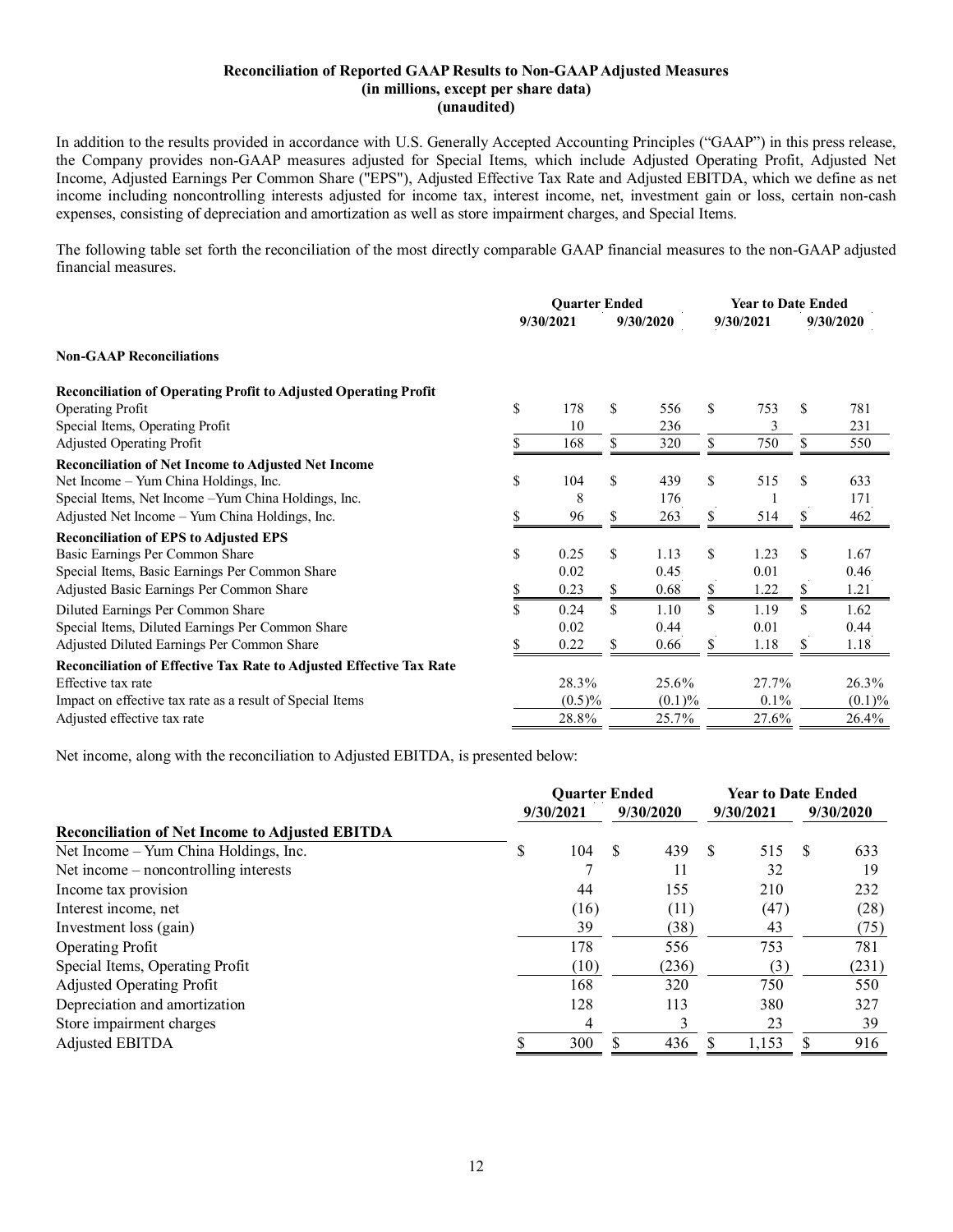**Reconciliation of Reported GAAP Results to Non-GAAP Adjusted Measures**
**(in millions, except per share data)**
**(unaudited)**

In addition to the results provided in accordance with U.S. Generally Accepted Accounting Principles ("GAAP") in this press release, the Company provides non-GAAP measures adjusted for Special Items, which include Adjusted Operating Profit, Adjusted Net Income, Adjusted Earnings Per Common Share ("EPS"), Adjusted Effective Tax Rate and Adjusted EBITDA, which we define as net income including noncontrolling interests adjusted for income tax, interest income, net, investment gain or loss, certain non-cash expenses, consisting of depreciation and amortization as well as store impairment charges, and Special Items.

The following table set forth the reconciliation of the most directly comparable GAAP financial measures to the non-GAAP adjusted financial measures.

| | Quarter Ended | | Year to Date Ended | |
|---|---|---|---|---|
| | 9/30/2021 | 9/30/2020 | 9/30/2021 | 9/30/2020 |
| **Non-GAAP Reconciliations** | | | | |
| **Reconciliation of Operating Profit to Adjusted Operating Profit** | | | | |
| Operating Profit | $ 178 | $ 556 | $ 753 | $ 781 |
| Special Items, Operating Profit | 10 | 236 | 3 | 231 |
| Adjusted Operating Profit | $ 168 | $ 320 | $ 750 | $ 550 |
| **Reconciliation of Net Income to Adjusted Net Income** | | | | |
| Net Income – Yum China Holdings, Inc. | $ 104 | $ 439 | $ 515 | $ 633 |
| Special Items, Net Income –Yum China Holdings, Inc. | 8 | 176 | 1 | 171 |
| Adjusted Net Income – Yum China Holdings, Inc. | $ 96 | $ 263 | $ 514 | $ 462 |
| **Reconciliation of EPS to Adjusted EPS** | | | | |
| Basic Earnings Per Common Share | $ 0.25 | $ 1.13 | $ 1.23 | $ 1.67 |
| Special Items, Basic Earnings Per Common Share | 0.02 | 0.45 | 0.01 | 0.46 |
| Adjusted Basic Earnings Per Common Share | $ 0.23 | $ 0.68 | $ 1.22 | $ 1.21 |
| Diluted Earnings Per Common Share | $ 0.24 | $ 1.10 | $ 1.19 | $ 1.62 |
| Special Items, Diluted Earnings Per Common Share | 0.02 | 0.44 | 0.01 | 0.44 |
| Adjusted Diluted Earnings Per Common Share | $ 0.22 | $ 0.66 | $ 1.18 | $ 1.18 |
| **Reconciliation of Effective Tax Rate to Adjusted Effective Tax Rate** | | | | |
| Effective tax rate | 28.3% | 25.6% | 27.7% | 26.3% |
| Impact on effective tax rate as a result of Special Items | (0.5)% | (0.1)% | 0.1% | (0.1)% |
| Adjusted effective tax rate | 28.8% | 25.7% | 27.6% | 26.4% |

Net income, along with the reconciliation to Adjusted EBITDA, is presented below:

| | Quarter Ended | | Year to Date Ended | |
|---|---|---|---|---|
| **Reconciliation of Net Income to Adjusted EBITDA** | 9/30/2021 | 9/30/2020 | 9/30/2021 | 9/30/2020 |
| Net Income – Yum China Holdings, Inc. | $ 104 | $ 439 | $ 515 | $ 633 |
| Net income – noncontrolling interests | 7 | 11 | 32 | 19 |
| Income tax provision | 44 | 155 | 210 | 232 |
| Interest income, net | (16) | (11) | (47) | (28) |
| Investment loss (gain) | 39 | (38) | 43 | (75) |
| Operating Profit | 178 | 556 | 753 | 781 |
| Special Items, Operating Profit | (10) | (236) | (3) | (231) |
| Adjusted Operating Profit | 168 | 320 | 750 | 550 |
| Depreciation and amortization | 128 | 113 | 380 | 327 |
| Store impairment charges | 4 | 3 | 23 | 39 |
| Adjusted EBITDA | $ 300 | $ 436 | $ 1,153 | $ 916 |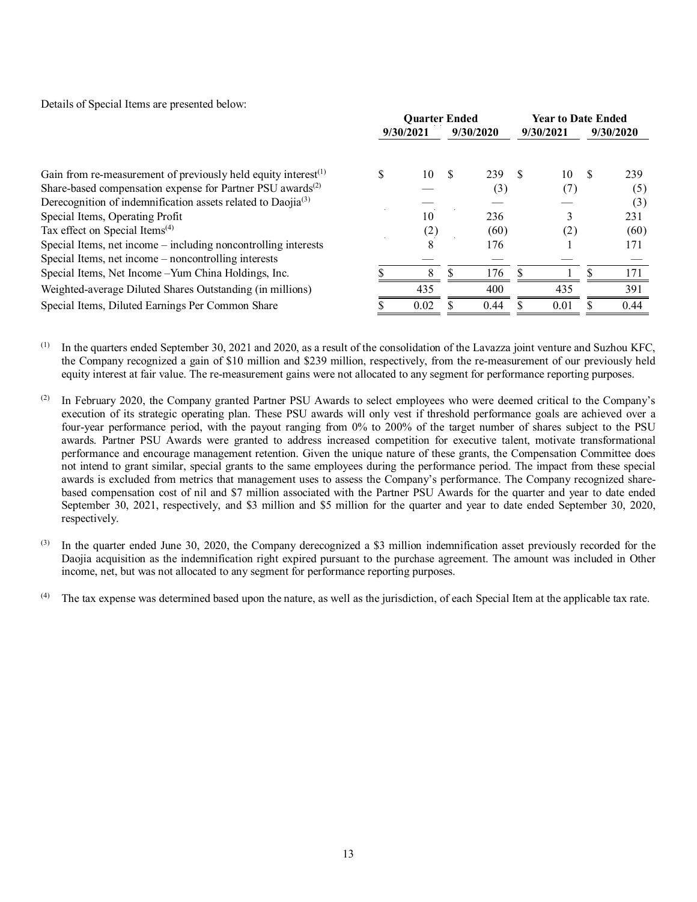Details of Special Items are presented below:

| | Quarter Ended | | Year to Date Ended | |
|---|---|---|---|---|
| | 9/30/2021 | 9/30/2020 | 9/30/2021 | 9/30/2020 |
| Gain from re-measurement of previously held equity interest[(1)] | $ 10 | $ 239 | $ 10 | $ 239 |
| Share-based compensation expense for Partner PSU awards[(2)] | — | (3) | (7) | (5) |
| Derecognition of indemnification assets related to Daojia[(3)] | — | — | — | (3) |
| Special Items, Operating Profit | 10 | 236 | 3 | 231 |
| Tax effect on Special Items[(4)] | (2) | (60) | (2) | (60) |
| Special Items, net income – including noncontrolling interests | 8 | 176 | 1 | 171 |
| Special Items, net income – noncontrolling interests | — | — | — | — |
| Special Items, Net Income –Yum China Holdings, Inc. | $ 8 | $ 176 | $ 1 | $ 171 |
| Weighted-average Diluted Shares Outstanding (in millions) | 435 | 400 | 435 | 391 |
| Special Items, Diluted Earnings Per Common Share | $ 0.02 | $ 0.44 | $ 0.01 | $ 0.44 |

(1) In the quarters ended September 30, 2021 and 2020, as a result of the consolidation of the Lavazza joint venture and Suzhou KFC, the Company recognized a gain of $10 million and $239 million, respectively, from the re-measurement of our previously held equity interest at fair value. The re-measurement gains were not allocated to any segment for performance reporting purposes.

(2) In February 2020, the Company granted Partner PSU Awards to select employees who were deemed critical to the Company's execution of its strategic operating plan. These PSU awards will only vest if threshold performance goals are achieved over a four-year performance period, with the payout ranging from 0% to 200% of the target number of shares subject to the PSU awards. Partner PSU Awards were granted to address increased competition for executive talent, motivate transformational performance and encourage management retention. Given the unique nature of these grants, the Compensation Committee does not intend to grant similar, special grants to the same employees during the performance period. The impact from these special awards is excluded from metrics that management uses to assess the Company's performance. The Company recognized share-based compensation cost of nil and $7 million associated with the Partner PSU Awards for the quarter and year to date ended September 30, 2021, respectively, and $3 million and $5 million for the quarter and year to date ended September 30, 2020, respectively.

(3) In the quarter ended June 30, 2020, the Company derecognized a $3 million indemnification asset previously recorded for the Daojia acquisition as the indemnification right expired pursuant to the purchase agreement. The amount was included in Other income, net, but was not allocated to any segment for performance reporting purposes.

(4) The tax expense was determined based upon the nature, as well as the jurisdiction, of each Special Item at the applicable tax rate.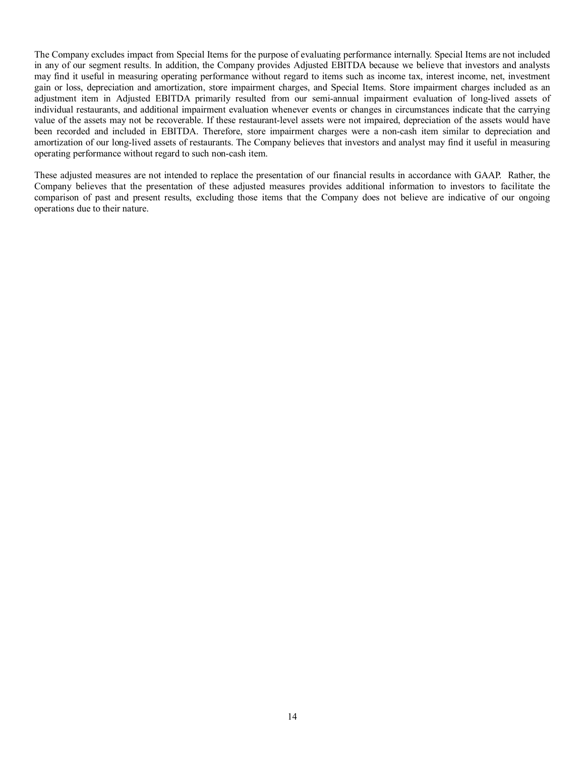The Company excludes impact from Special Items for the purpose of evaluating performance internally. Special Items are not included in any of our segment results. In addition, the Company provides Adjusted EBITDA because we believe that investors and analysts may find it useful in measuring operating performance without regard to items such as income tax, interest income, net, investment gain or loss, depreciation and amortization, store impairment charges, and Special Items. Store impairment charges included as an adjustment item in Adjusted EBITDA primarily resulted from our semi-annual impairment evaluation of long-lived assets of individual restaurants, and additional impairment evaluation whenever events or changes in circumstances indicate that the carrying value of the assets may not be recoverable. If these restaurant-level assets were not impaired, depreciation of the assets would have been recorded and included in EBITDA. Therefore, store impairment charges were a non-cash item similar to depreciation and amortization of our long-lived assets of restaurants. The Company believes that investors and analyst may find it useful in measuring operating performance without regard to such non-cash item.

These adjusted measures are not intended to replace the presentation of our financial results in accordance with GAAP. Rather, the Company believes that the presentation of these adjusted measures provides additional information to investors to facilitate the comparison of past and present results, excluding those items that the Company does not believe are indicative of our ongoing operations due to their nature.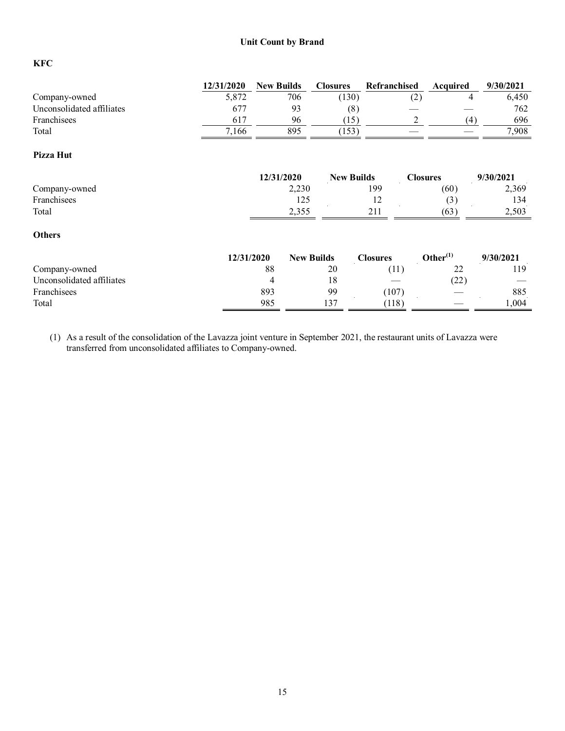## Unit Count by Brand

### KFC

| | 12/31/2020 | New Builds | Closures | Refranchised | Acquired | 9/30/2021 |
|---|---|---|---|---|---|---|
| Company-owned | 5,872 | 706 | (130) | (2) | 4 | 6,450 |
| Unconsolidated affiliates | 677 | 93 | (8) | — | — | 762 |
| Franchisees | 617 | 96 | (15) | 2 | (4) | 696 |
| Total | 7,166 | 895 | (153) | — | — | 7,908 |

### Pizza Hut

| | 12/31/2020 | New Builds | Closures | 9/30/2021 |
|---|---|---|---|---|
| Company-owned | 2,230 | 199 | (60) | 2,369 |
| Franchisees | 125 | 12 | (3) | 134 |
| Total | 2,355 | 211 | (63) | 2,503 |

### Others

| | 12/31/2020 | New Builds | Closures | Other[1] | 9/30/2021 |
|---|---|---|---|---|---|
| Company-owned | 88 | 20 | (11) | 22 | 119 |
| Unconsolidated affiliates | 4 | 18 | — | (22) | — |
| Franchisees | 893 | 99 | (107) | — | 885 |
| Total | 985 | 137 | (118) | — | 1,004 |

(1) As a result of the consolidation of the Lavazza joint venture in September 2021, the restaurant units of Lavazza were transferred from unconsolidated affiliates to Company-owned.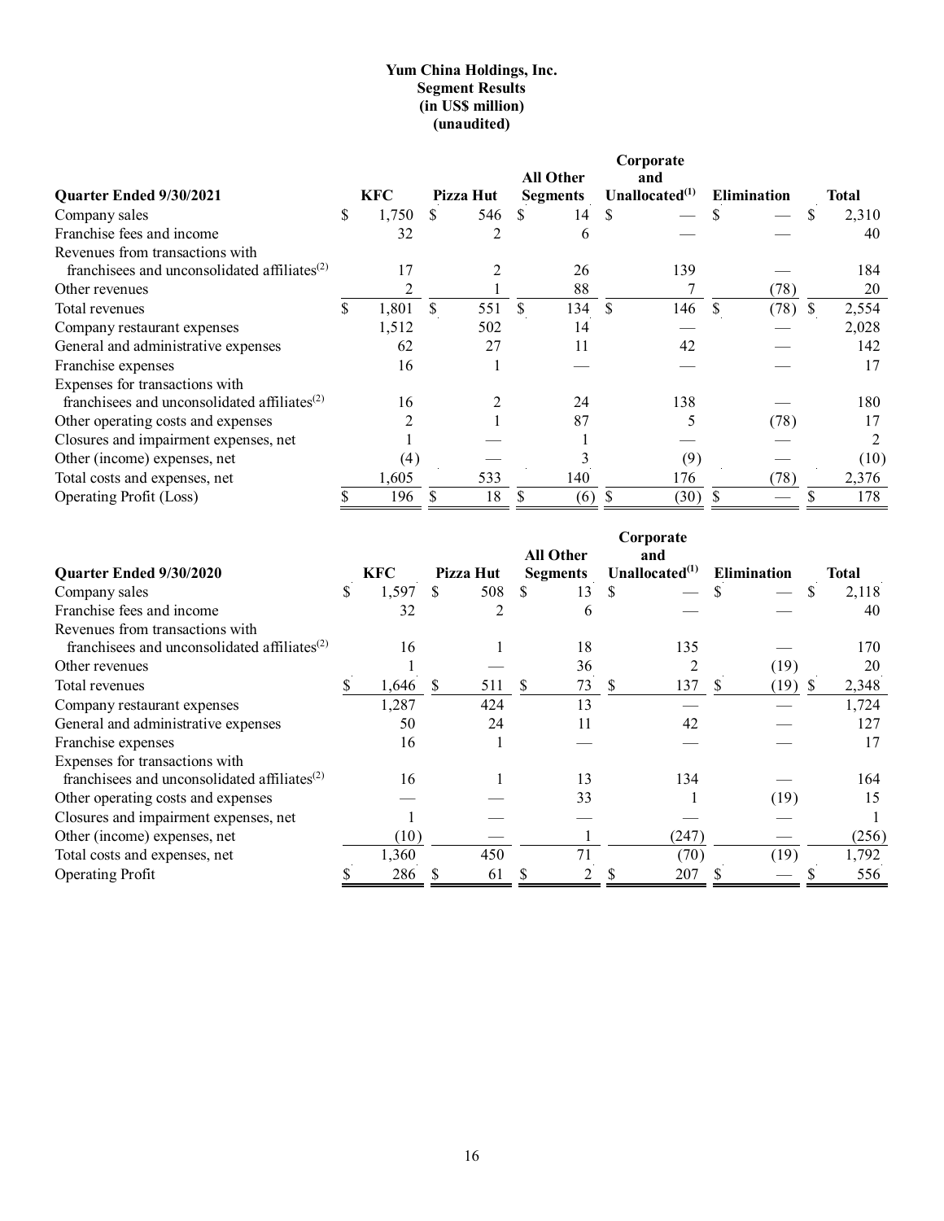**Yum China Holdings, Inc.**
**Segment Results**
**(in US$ million)**
**(unaudited)**

| Quarter Ended 9/30/2021 | KFC | Pizza Hut | All Other Segments | Corporate and Unallocated[(1)] | Elimination | Total |
|---|---|---|---|---|---|---|
| Company sales | $ 1,750 | $ 546 | $ 14 | $ — | $ — | $ 2,310 |
| Franchise fees and income | 32 | 2 | 6 | — | — | 40 |
| Revenues from transactions with franchisees and unconsolidated affiliates[(2)] | 17 | 2 | 26 | 139 | — | 184 |
| Other revenues | 2 | 1 | 88 | 7 | (78) | 20 |
| Total revenues | $ 1,801 | $ 551 | $ 134 | $ 146 | $ (78) | $ 2,554 |
| Company restaurant expenses | 1,512 | 502 | 14 | — | — | 2,028 |
| General and administrative expenses | 62 | 27 | 11 | 42 | — | 142 |
| Franchise expenses | 16 | 1 | — | — | — | 17 |
| Expenses for transactions with franchisees and unconsolidated affiliates[(2)] | 16 | 2 | 24 | 138 | — | 180 |
| Other operating costs and expenses | 2 | 1 | 87 | 5 | (78) | 17 |
| Closures and impairment expenses, net | 1 | — | 1 | — | — | 2 |
| Other (income) expenses, net | (4) | — | 3 | (9) | — | (10) |
| Total costs and expenses, net | 1,605 | 533 | 140 | 176 | (78) | 2,376 |
| Operating Profit (Loss) | $ 196 | $ 18 | $ (6) | $ (30) | $ — | $ 178 |

| Quarter Ended 9/30/2020 | KFC | Pizza Hut | All Other Segments | Corporate and Unallocated[(1)] | Elimination | Total |
|---|---|---|---|---|---|---|
| Company sales | $ 1,597 | $ 508 | $ 13 | $ — | $ — | $ 2,118 |
| Franchise fees and income | 32 | 2 | 6 | — | — | 40 |
| Revenues from transactions with franchisees and unconsolidated affiliates[(2)] | 16 | 1 | 18 | 135 | — | 170 |
| Other revenues | 1 | — | 36 | 2 | (19) | 20 |
| Total revenues | $ 1,646 | $ 511 | $ 73 | $ 137 | $ (19) | $ 2,348 |
| Company restaurant expenses | 1,287 | 424 | 13 | — | — | 1,724 |
| General and administrative expenses | 50 | 24 | 11 | 42 | — | 127 |
| Franchise expenses | 16 | 1 | — | — | — | 17 |
| Expenses for transactions with franchisees and unconsolidated affiliates[(2)] | 16 | 1 | 13 | 134 | — | 164 |
| Other operating costs and expenses | — | — | 33 | 1 | (19) | 15 |
| Closures and impairment expenses, net | 1 | — | — | — | — | 1 |
| Other (income) expenses, net | (10) | — | 1 | (247) | — | (256) |
| Total costs and expenses, net | 1,360 | 450 | 71 | (70) | (19) | 1,792 |
| Operating Profit | $ 286 | $ 61 | $ 2 | $ 207 | $ — | $ 556 |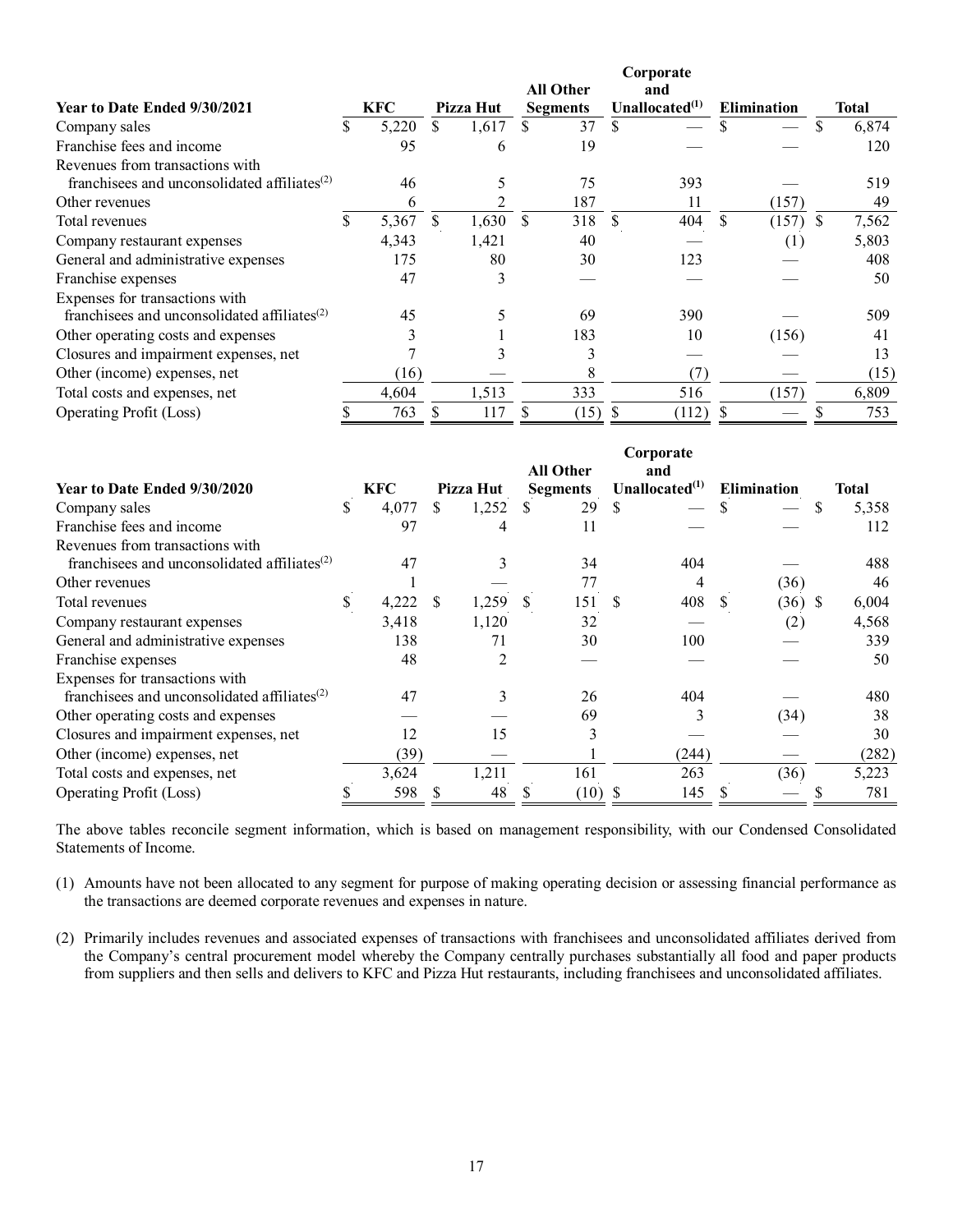| Year to Date Ended 9/30/2021 | KFC | Pizza Hut | All Other Segments | Corporate and Unallocated[(1)] | Elimination | Total |
|---|---|---|---|---|---|---|
| Company sales | $ 5,220 | $ 1,617 | $ 37 | $ — | $ — | $ 6,874 |
| Franchise fees and income | 95 | 6 | 19 | — | — | 120 |
| Revenues from transactions with franchisees and unconsolidated affiliates[(2)] | 46 | 5 | 75 | 393 | — | 519 |
| Other revenues | 6 | 2 | 187 | 11 | (157) | 49 |
| Total revenues | $ 5,367 | $ 1,630 | $ 318 | $ 404 | $ (157) | $ 7,562 |
| Company restaurant expenses | 4,343 | 1,421 | 40 | — | (1) | 5,803 |
| General and administrative expenses | 175 | 80 | 30 | 123 | — | 408 |
| Franchise expenses | 47 | 3 | — | — | — | 50 |
| Expenses for transactions with franchisees and unconsolidated affiliates[(2)] | 45 | 5 | 69 | 390 | — | 509 |
| Other operating costs and expenses | 3 | 1 | 183 | 10 | (156) | 41 |
| Closures and impairment expenses, net | 7 | 3 | 3 | — | — | 13 |
| Other (income) expenses, net | (16) | — | 8 | (7) | — | (15) |
| Total costs and expenses, net | 4,604 | 1,513 | 333 | 516 | (157) | 6,809 |
| Operating Profit (Loss) | $ 763 | $ 117 | $ (15) | $ (112) | $ — | $ 753 |

| Year to Date Ended 9/30/2020 | KFC | Pizza Hut | All Other Segments | Corporate and Unallocated[(1)] | Elimination | Total |
|---|---|---|---|---|---|---|
| Company sales | $ 4,077 | $ 1,252 | $ 29 | $ — | $ — | $ 5,358 |
| Franchise fees and income | 97 | 4 | 11 | — | — | 112 |
| Revenues from transactions with franchisees and unconsolidated affiliates[(2)] | 47 | 3 | 34 | 404 | — | 488 |
| Other revenues | 1 | — | 77 | 4 | (36) | 46 |
| Total revenues | $ 4,222 | $ 1,259 | $ 151 | $ 408 | $ (36) | $ 6,004 |
| Company restaurant expenses | 3,418 | 1,120 | 32 | — | (2) | 4,568 |
| General and administrative expenses | 138 | 71 | 30 | 100 | — | 339 |
| Franchise expenses | 48 | 2 | — | — | — | 50 |
| Expenses for transactions with franchisees and unconsolidated affiliates[(2)] | 47 | 3 | 26 | 404 | — | 480 |
| Other operating costs and expenses | — | — | 69 | 3 | (34) | 38 |
| Closures and impairment expenses, net | 12 | 15 | 3 | — | — | 30 |
| Other (income) expenses, net | (39) | — | 1 | (244) | — | (282) |
| Total costs and expenses, net | 3,624 | 1,211 | 161 | 263 | (36) | 5,223 |
| Operating Profit (Loss) | $ 598 | $ 48 | $ (10) | $ 145 | $ — | $ 781 |

The above tables reconcile segment information, which is based on management responsibility, with our Condensed Consolidated Statements of Income.

(1) Amounts have not been allocated to any segment for purpose of making operating decision or assessing financial performance as the transactions are deemed corporate revenues and expenses in nature.

(2) Primarily includes revenues and associated expenses of transactions with franchisees and unconsolidated affiliates derived from the Company's central procurement model whereby the Company centrally purchases substantially all food and paper products from suppliers and then sells and delivers to KFC and Pizza Hut restaurants, including franchisees and unconsolidated affiliates.